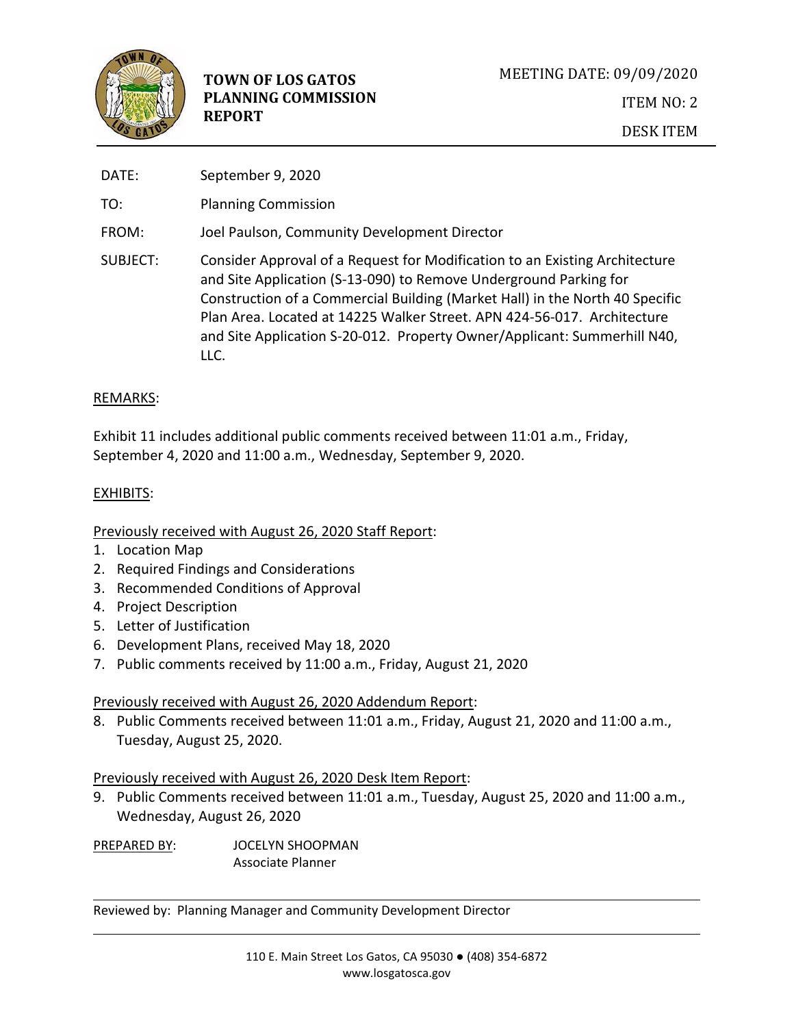**TOWN OF LOS GATOS PLANNING COMMISSION REPORT**

MEETING DATE: 09/09/2020

ITEM NO: 2

DESK ITEM

DATE: September 9, 2020

TO: Planning Commission

FROM: Joel Paulson, Community Development Director

SUBJECT: Consider Approval of a Request for Modification to an Existing Architecture and Site Application (S-13-090) to Remove Underground Parking for Construction of a Commercial Building (Market Hall) in the North 40 Specific Plan Area. Located at 14225 Walker Street. APN 424-56-017. Architecture and Site Application S-20-012. Property Owner/Applicant: Summerhill N40, LLC.

REMARKS:

Exhibit 11 includes additional public comments received between 11:01 a.m., Friday, September 4, 2020 and 11:00 a.m., Wednesday, September 9, 2020.

EXHIBITS:

Previously received with August 26, 2020 Staff Report:

1. Location Map
2. Required Findings and Considerations
3. Recommended Conditions of Approval
4. Project Description
5. Letter of Justification
6. Development Plans, received May 18, 2020
7. Public comments received by 11:00 a.m., Friday, August 21, 2020

Previously received with August 26, 2020 Addendum Report:

8. Public Comments received between 11:01 a.m., Friday, August 21, 2020 and 11:00 a.m., Tuesday, August 25, 2020.

Previously received with August 26, 2020 Desk Item Report:

9. Public Comments received between 11:01 a.m., Tuesday, August 25, 2020 and 11:00 a.m., Wednesday, August 26, 2020

PREPARED BY: JOCELYN SHOOPMAN
Associate Planner

Reviewed by: Planning Manager and Community Development Director

110 E. Main Street Los Gatos, CA 95030 ● (408) 354-6872
www.losgatosca.gov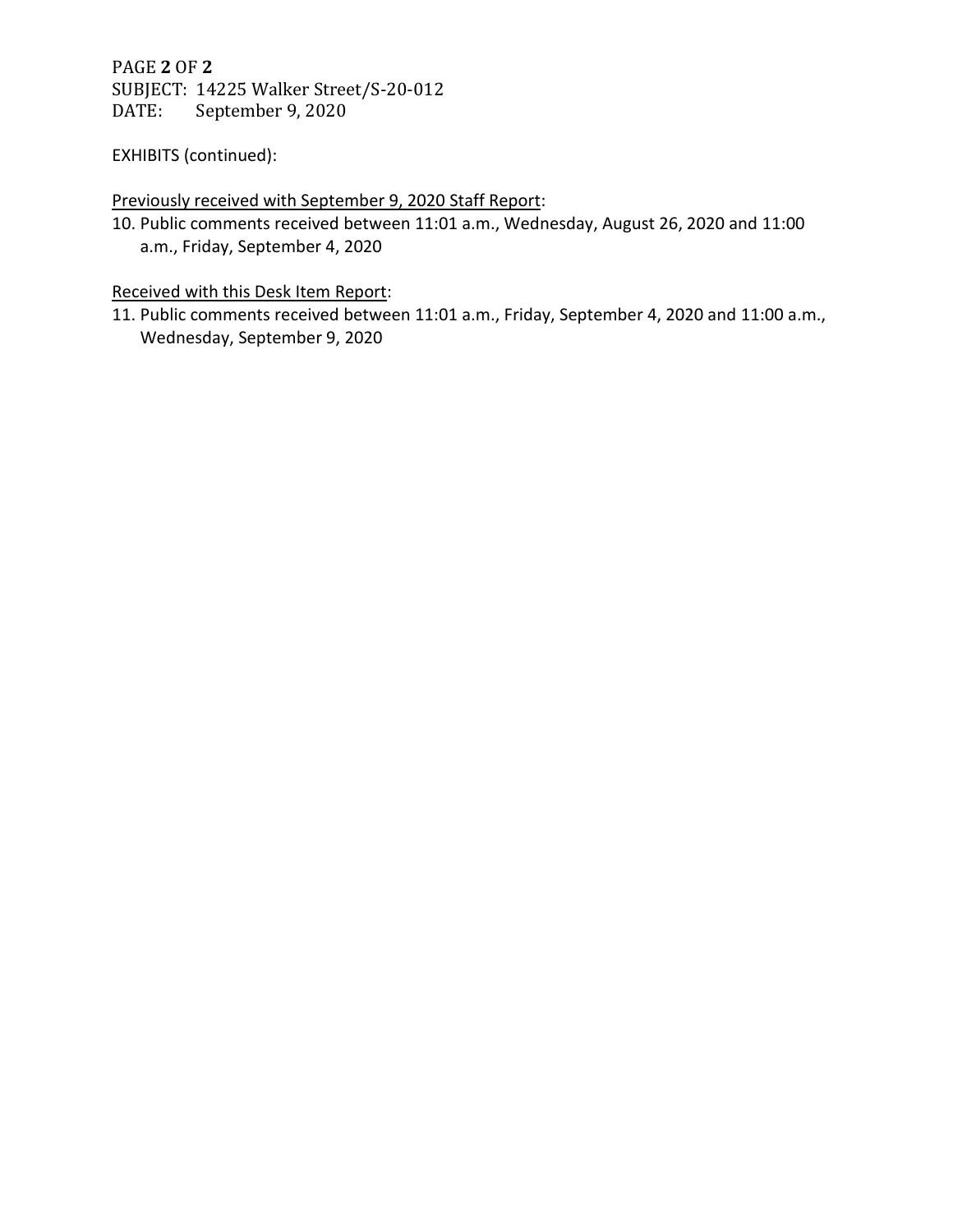EXHIBITS (continued):

Previously received with September 9, 2020 Staff Report:

10. Public comments received between 11:01 a.m., Wednesday, August 26, 2020 and 11:00 a.m., Friday, September 4, 2020

Received with this Desk Item Report:

11. Public comments received between 11:01 a.m., Friday, September 4, 2020 and 11:00 a.m., Wednesday, September 9, 2020